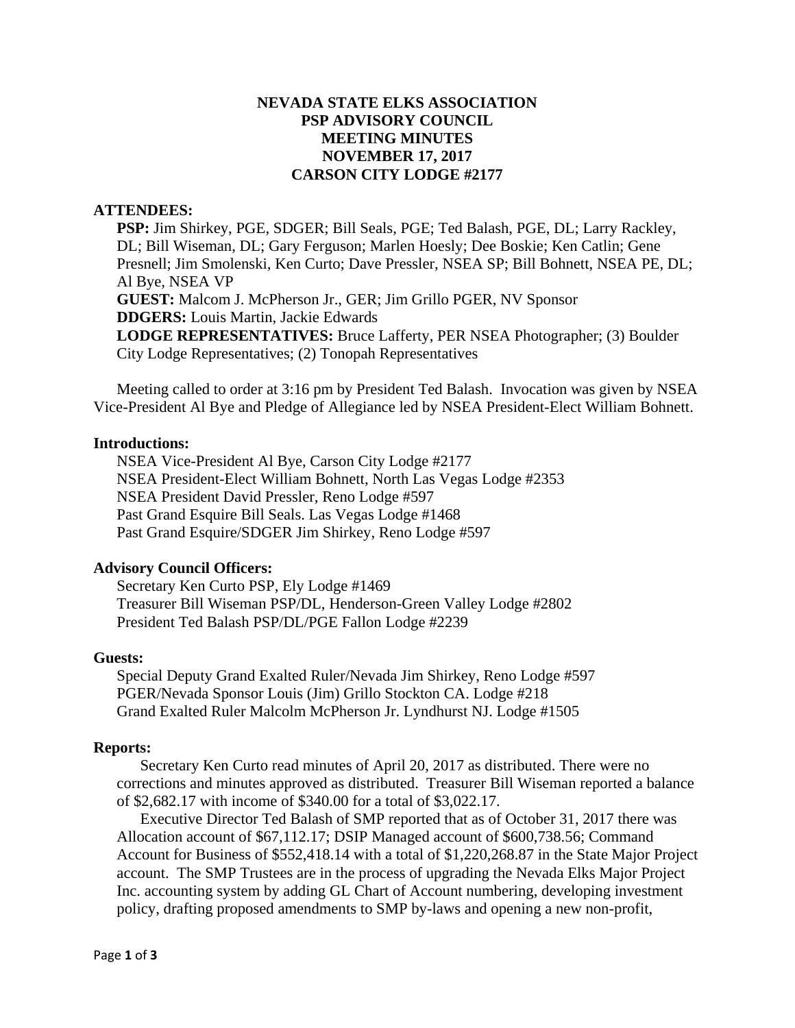# NEVADA STATE ELKS ASSOCIATION
# PSP ADVISORY COUNCIL
# MEETING MINUTES
# NOVEMBER 17, 2017
# CARSON CITY LODGE #2177

**ATTENDEES:**

**PSP:** Jim Shirkey, PGE, SDGER; Bill Seals, PGE; Ted Balash, PGE, DL; Larry Rackley, DL; Bill Wiseman, DL; Gary Ferguson; Marlen Hoesly; Dee Boskie; Ken Catlin; Gene Presnell; Jim Smolenski, Ken Curto; Dave Pressler, NSEA SP; Bill Bohnett, NSEA PE, DL; Al Bye, NSEA VP

**GUEST:** Malcom J. McPherson Jr., GER; Jim Grillo PGER, NV Sponsor

**DDGERS:** Louis Martin, Jackie Edwards

**LODGE REPRESENTATIVES:** Bruce Lafferty, PER NSEA Photographer; (3) Boulder City Lodge Representatives; (2) Tonopah Representatives

Meeting called to order at 3:16 pm by President Ted Balash. Invocation was given by NSEA Vice-President Al Bye and Pledge of Allegiance led by NSEA President-Elect William Bohnett.

**Introductions:**

NSEA Vice-President Al Bye, Carson City Lodge #2177
NSEA President-Elect William Bohnett, North Las Vegas Lodge #2353
NSEA President David Pressler, Reno Lodge #597
Past Grand Esquire Bill Seals. Las Vegas Lodge #1468
Past Grand Esquire/SDGER Jim Shirkey, Reno Lodge #597

**Advisory Council Officers:**

Secretary Ken Curto PSP, Ely Lodge #1469
Treasurer Bill Wiseman PSP/DL, Henderson-Green Valley Lodge #2802
President Ted Balash PSP/DL/PGE Fallon Lodge #2239

**Guests:**

Special Deputy Grand Exalted Ruler/Nevada Jim Shirkey, Reno Lodge #597
PGER/Nevada Sponsor Louis (Jim) Grillo Stockton CA. Lodge #218
Grand Exalted Ruler Malcolm McPherson Jr. Lyndhurst NJ. Lodge #1505

**Reports:**

Secretary Ken Curto read minutes of April 20, 2017 as distributed. There were no corrections and minutes approved as distributed. Treasurer Bill Wiseman reported a balance of $2,682.17 with income of $340.00 for a total of $3,022.17.

Executive Director Ted Balash of SMP reported that as of October 31, 2017 there was Allocation account of $67,112.17; DSIP Managed account of $600,738.56; Command Account for Business of $552,418.14 with a total of $1,220,268.87 in the State Major Project account. The SMP Trustees are in the process of upgrading the Nevada Elks Major Project Inc. accounting system by adding GL Chart of Account numbering, developing investment policy, drafting proposed amendments to SMP by-laws and opening a new non-profit,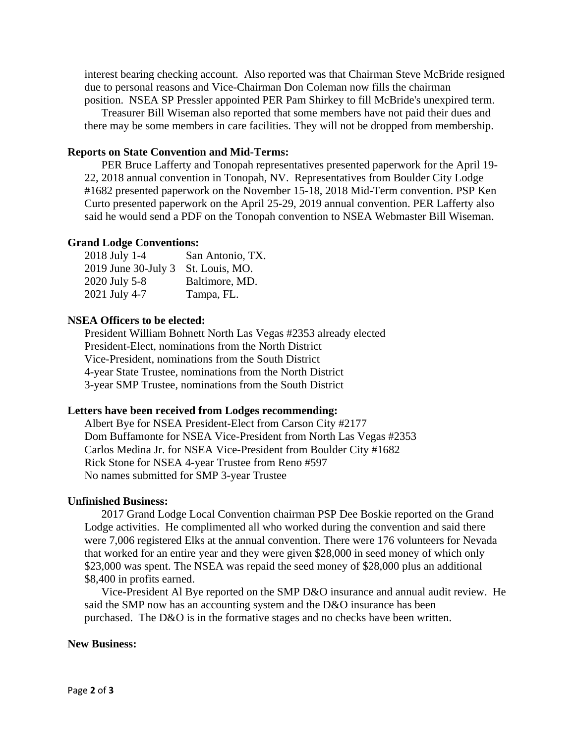interest bearing checking account. Also reported was that Chairman Steve McBride resigned due to personal reasons and Vice-Chairman Don Coleman now fills the chairman position. NSEA SP Pressler appointed PER Pam Shirkey to fill McBride's unexpired term.

Treasurer Bill Wiseman also reported that some members have not paid their dues and there may be some members in care facilities. They will not be dropped from membership.

**Reports on State Convention and Mid-Terms:**

PER Bruce Lafferty and Tonopah representatives presented paperwork for the April 19-22, 2018 annual convention in Tonopah, NV. Representatives from Boulder City Lodge #1682 presented paperwork on the November 15-18, 2018 Mid-Term convention. PSP Ken Curto presented paperwork on the April 25-29, 2019 annual convention. PER Lafferty also said he would send a PDF on the Tonopah convention to NSEA Webmaster Bill Wiseman.

**Grand Lodge Conventions:**

| | |
|---|---|
| 2018 July 1-4 | San Antonio, TX. |
| 2019 June 30-July 3 | St. Louis, MO. |
| 2020 July 5-8 | Baltimore, MD. |
| 2021 July 4-7 | Tampa, FL. |

**NSEA Officers to be elected:**

President William Bohnett North Las Vegas #2353 already elected
President-Elect, nominations from the North District
Vice-President, nominations from the South District
4-year State Trustee, nominations from the North District
3-year SMP Trustee, nominations from the South District

**Letters have been received from Lodges recommending:**

Albert Bye for NSEA President-Elect from Carson City #2177
Dom Buffamonte for NSEA Vice-President from North Las Vegas #2353
Carlos Medina Jr. for NSEA Vice-President from Boulder City #1682
Rick Stone for NSEA 4-year Trustee from Reno #597
No names submitted for SMP 3-year Trustee

**Unfinished Business:**

2017 Grand Lodge Local Convention chairman PSP Dee Boskie reported on the Grand Lodge activities. He complimented all who worked during the convention and said there were 7,006 registered Elks at the annual convention. There were 176 volunteers for Nevada that worked for an entire year and they were given $28,000 in seed money of which only $23,000 was spent. The NSEA was repaid the seed money of $28,000 plus an additional $8,400 in profits earned.

Vice-President Al Bye reported on the SMP D&O insurance and annual audit review. He said the SMP now has an accounting system and the D&O insurance has been purchased. The D&O is in the formative stages and no checks have been written.

**New Business:**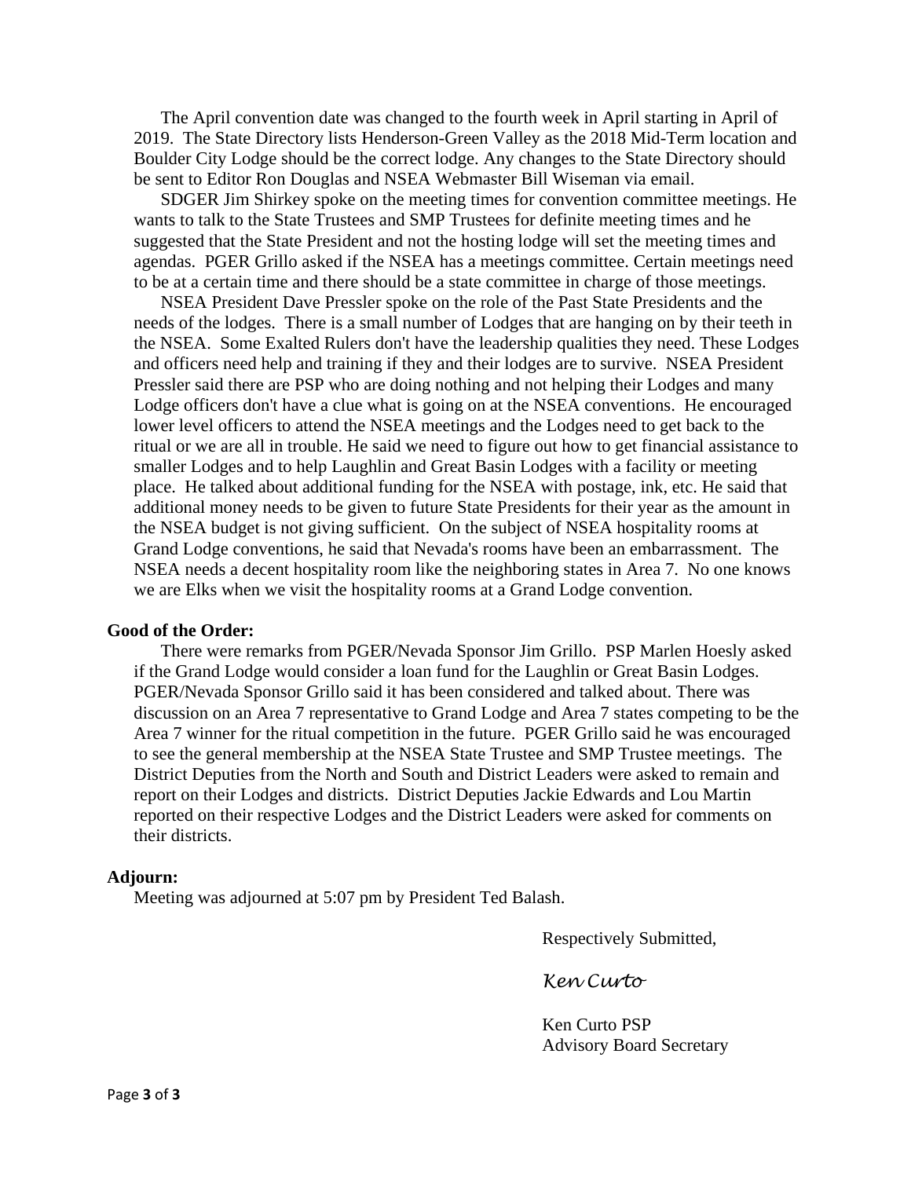The April convention date was changed to the fourth week in April starting in April of 2019. The State Directory lists Henderson-Green Valley as the 2018 Mid-Term location and Boulder City Lodge should be the correct lodge. Any changes to the State Directory should be sent to Editor Ron Douglas and NSEA Webmaster Bill Wiseman via email.

SDGER Jim Shirkey spoke on the meeting times for convention committee meetings. He wants to talk to the State Trustees and SMP Trustees for definite meeting times and he suggested that the State President and not the hosting lodge will set the meeting times and agendas. PGER Grillo asked if the NSEA has a meetings committee. Certain meetings need to be at a certain time and there should be a state committee in charge of those meetings.

NSEA President Dave Pressler spoke on the role of the Past State Presidents and the needs of the lodges. There is a small number of Lodges that are hanging on by their teeth in the NSEA. Some Exalted Rulers don't have the leadership qualities they need. These Lodges and officers need help and training if they and their lodges are to survive. NSEA President Pressler said there are PSP who are doing nothing and not helping their Lodges and many Lodge officers don't have a clue what is going on at the NSEA conventions. He encouraged lower level officers to attend the NSEA meetings and the Lodges need to get back to the ritual or we are all in trouble. He said we need to figure out how to get financial assistance to smaller Lodges and to help Laughlin and Great Basin Lodges with a facility or meeting place. He talked about additional funding for the NSEA with postage, ink, etc. He said that additional money needs to be given to future State Presidents for their year as the amount in the NSEA budget is not giving sufficient. On the subject of NSEA hospitality rooms at Grand Lodge conventions, he said that Nevada's rooms have been an embarrassment. The NSEA needs a decent hospitality room like the neighboring states in Area 7. No one knows we are Elks when we visit the hospitality rooms at a Grand Lodge convention.

**Good of the Order:**

There were remarks from PGER/Nevada Sponsor Jim Grillo. PSP Marlen Hoesly asked if the Grand Lodge would consider a loan fund for the Laughlin or Great Basin Lodges. PGER/Nevada Sponsor Grillo said it has been considered and talked about. There was discussion on an Area 7 representative to Grand Lodge and Area 7 states competing to be the Area 7 winner for the ritual competition in the future. PGER Grillo said he was encouraged to see the general membership at the NSEA State Trustee and SMP Trustee meetings. The District Deputies from the North and South and District Leaders were asked to remain and report on their Lodges and districts. District Deputies Jackie Edwards and Lou Martin reported on their respective Lodges and the District Leaders were asked for comments on their districts.

**Adjourn:**

Meeting was adjourned at 5:07 pm by President Ted Balash.

Respectively Submitted,

*Ken Curto*

Ken Curto PSP
Advisory Board Secretary